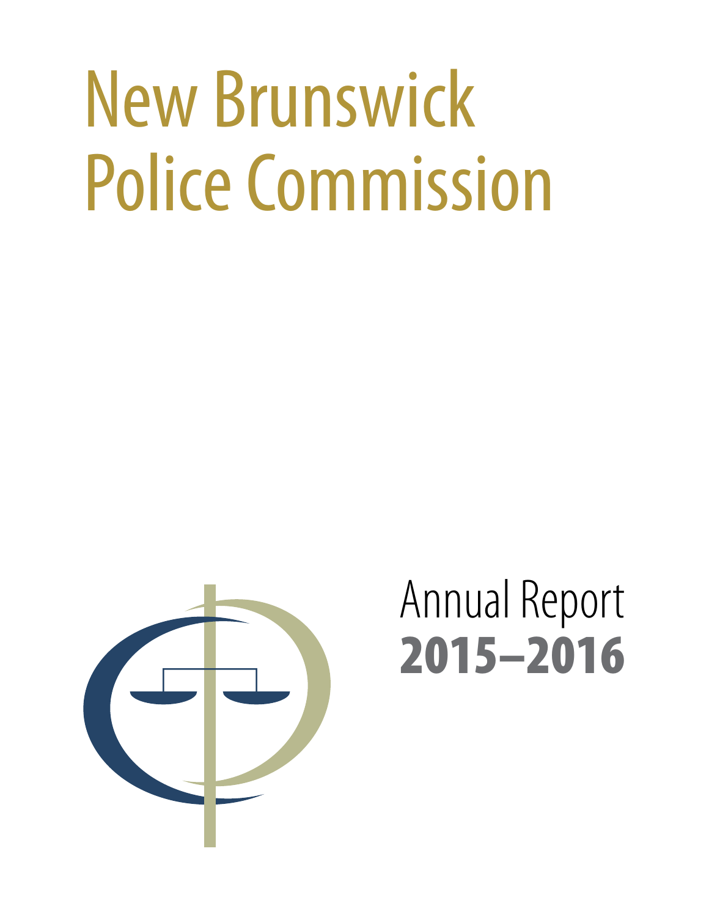# New Brunswick Police Commission

Annual Report
**2015–2016**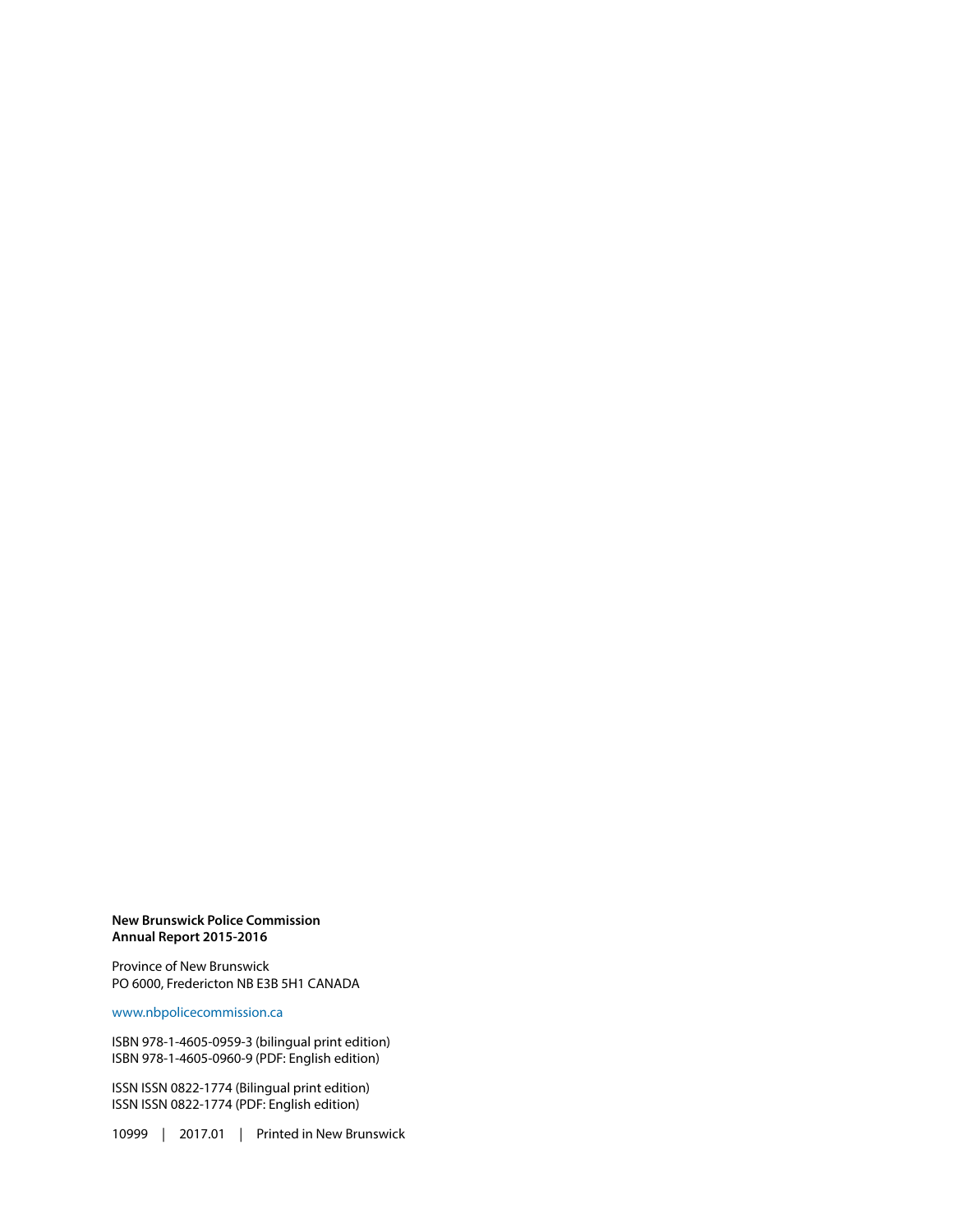**New Brunswick Police Commission**
**Annual Report 2015-2016**

Province of New Brunswick
PO 6000, Fredericton NB E3B 5H1 CANADA

www.nbpolicecommission.ca

ISBN 978-1-4605-0959-3 (bilingual print edition)
ISBN 978-1-4605-0960-9 (PDF: English edition)

ISSN ISSN 0822-1774 (Bilingual print edition)
ISSN ISSN 0822-1774 (PDF: English edition)

10999 | 2017.01 | Printed in New Brunswick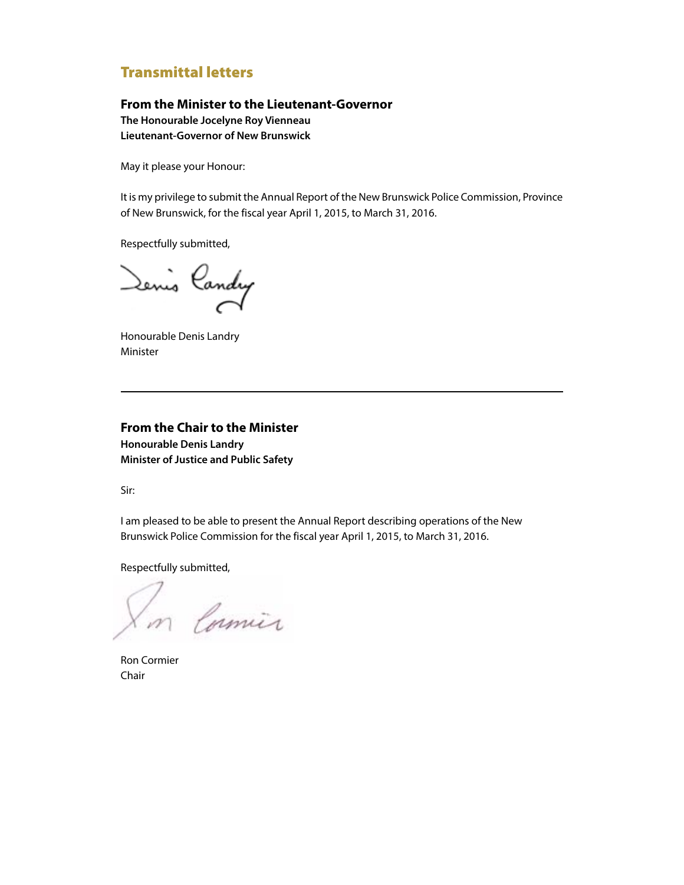## Transmittal letters

### From the Minister to the Lieutenant-Governor

**The Honourable Jocelyne Roy Vienneau**
**Lieutenant-Governor of New Brunswick**

May it please your Honour:

It is my privilege to submit the Annual Report of the New Brunswick Police Commission, Province of New Brunswick, for the fiscal year April 1, 2015, to March 31, 2016.

Respectfully submitted,

Honourable Denis Landry
Minister

---

### From the Chair to the Minister

**Honourable Denis Landry**
**Minister of Justice and Public Safety**

Sir:

I am pleased to be able to present the Annual Report describing operations of the New Brunswick Police Commission for the fiscal year April 1, 2015, to March 31, 2016.

Respectfully submitted,

Ron Cormier
Chair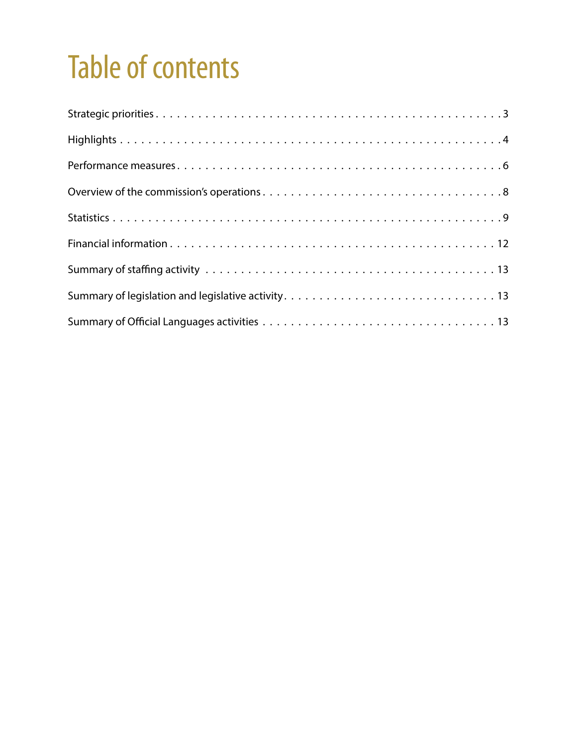# Table of contents

Strategic priorities . . . . . . . . . . . . . . . . . . . . . . . . . . . . . . . . . . . . . . . . . . . . . . 3

Highlights . . . . . . . . . . . . . . . . . . . . . . . . . . . . . . . . . . . . . . . . . . . . . . . . . . . 4

Performance measures . . . . . . . . . . . . . . . . . . . . . . . . . . . . . . . . . . . . . . . . . . . . 6

Overview of the commission's operations . . . . . . . . . . . . . . . . . . . . . . . . . . . . . . . . 8

Statistics . . . . . . . . . . . . . . . . . . . . . . . . . . . . . . . . . . . . . . . . . . . . . . . . . . . . 9

Financial information . . . . . . . . . . . . . . . . . . . . . . . . . . . . . . . . . . . . . . . . . . . . 12

Summary of staffing activity . . . . . . . . . . . . . . . . . . . . . . . . . . . . . . . . . . . . . . . . 13

Summary of legislation and legislative activity . . . . . . . . . . . . . . . . . . . . . . . . . . . . 13

Summary of Official Languages activities . . . . . . . . . . . . . . . . . . . . . . . . . . . . . . . 13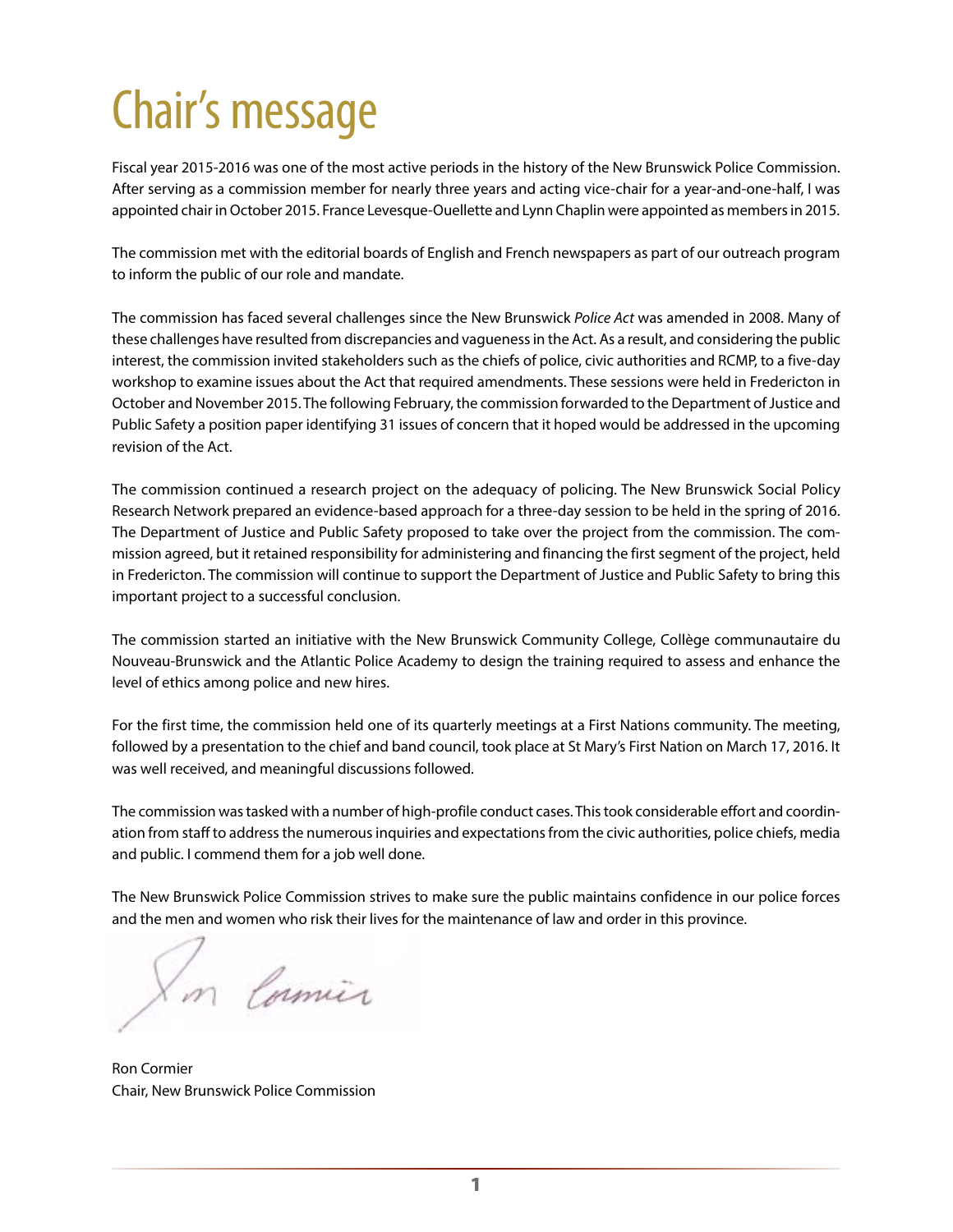# Chair's message

Fiscal year 2015-2016 was one of the most active periods in the history of the New Brunswick Police Commission. After serving as a commission member for nearly three years and acting vice-chair for a year-and-one-half, I was appointed chair in October 2015. France Levesque-Ouellette and Lynn Chaplin were appointed as members in 2015.

The commission met with the editorial boards of English and French newspapers as part of our outreach program to inform the public of our role and mandate.

The commission has faced several challenges since the New Brunswick *Police Act* was amended in 2008. Many of these challenges have resulted from discrepancies and vagueness in the Act. As a result, and considering the public interest, the commission invited stakeholders such as the chiefs of police, civic authorities and RCMP, to a five-day workshop to examine issues about the Act that required amendments. These sessions were held in Fredericton in October and November 2015. The following February, the commission forwarded to the Department of Justice and Public Safety a position paper identifying 31 issues of concern that it hoped would be addressed in the upcoming revision of the Act.

The commission continued a research project on the adequacy of policing. The New Brunswick Social Policy Research Network prepared an evidence-based approach for a three-day session to be held in the spring of 2016. The Department of Justice and Public Safety proposed to take over the project from the commission. The commission agreed, but it retained responsibility for administering and financing the first segment of the project, held in Fredericton. The commission will continue to support the Department of Justice and Public Safety to bring this important project to a successful conclusion.

The commission started an initiative with the New Brunswick Community College, Collège communautaire du Nouveau-Brunswick and the Atlantic Police Academy to design the training required to assess and enhance the level of ethics among police and new hires.

For the first time, the commission held one of its quarterly meetings at a First Nations community. The meeting, followed by a presentation to the chief and band council, took place at St Mary's First Nation on March 17, 2016. It was well received, and meaningful discussions followed.

The commission was tasked with a number of high-profile conduct cases. This took considerable effort and coordination from staff to address the numerous inquiries and expectations from the civic authorities, police chiefs, media and public. I commend them for a job well done.

The New Brunswick Police Commission strives to make sure the public maintains confidence in our police forces and the men and women who risk their lives for the maintenance of law and order in this province.

Ron Cormier
Chair, New Brunswick Police Commission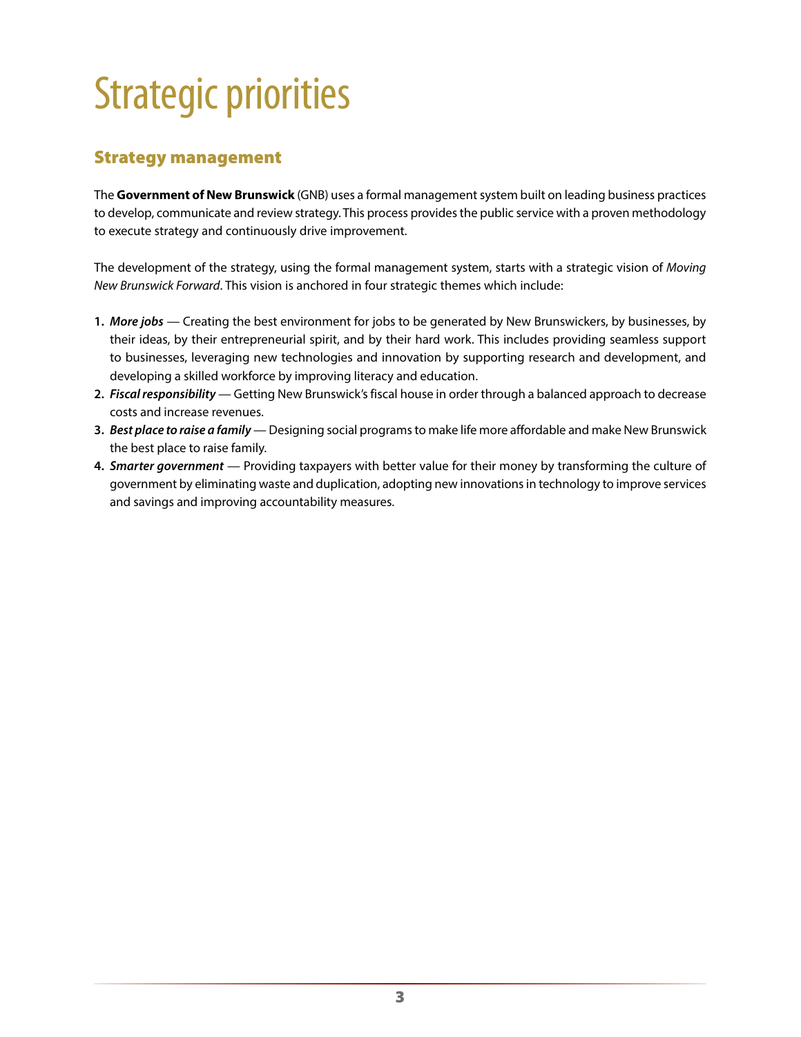# Strategic priorities

## Strategy management

The **Government of New Brunswick** (GNB) uses a formal management system built on leading business practices to develop, communicate and review strategy. This process provides the public service with a proven methodology to execute strategy and continuously drive improvement.

The development of the strategy, using the formal management system, starts with a strategic vision of *Moving New Brunswick Forward*. This vision is anchored in four strategic themes which include:

1. ***More jobs*** — Creating the best environment for jobs to be generated by New Brunswickers, by businesses, by their ideas, by their entrepreneurial spirit, and by their hard work. This includes providing seamless support to businesses, leveraging new technologies and innovation by supporting research and development, and developing a skilled workforce by improving literacy and education.
2. ***Fiscal responsibility*** — Getting New Brunswick's fiscal house in order through a balanced approach to decrease costs and increase revenues.
3. ***Best place to raise a family*** — Designing social programs to make life more affordable and make New Brunswick the best place to raise family.
4. ***Smarter government*** — Providing taxpayers with better value for their money by transforming the culture of government by eliminating waste and duplication, adopting new innovations in technology to improve services and savings and improving accountability measures.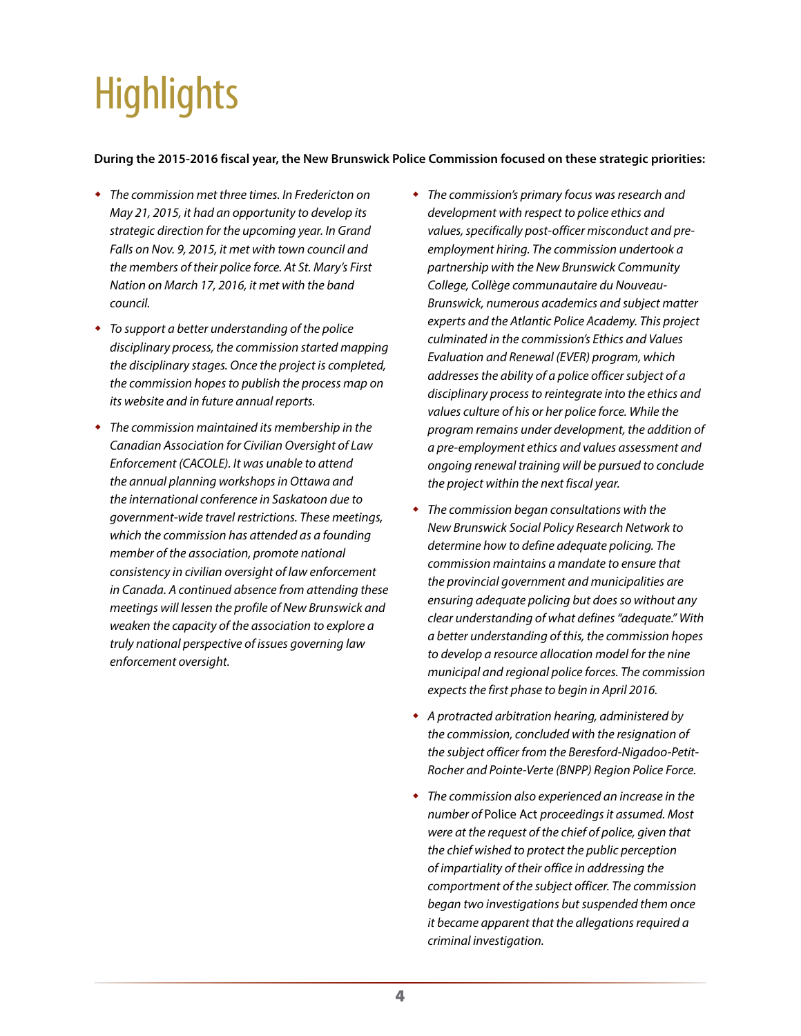# Highlights

**During the 2015-2016 fiscal year, the New Brunswick Police Commission focused on these strategic priorities:**

- *The commission met three times. In Fredericton on May 21, 2015, it had an opportunity to develop its strategic direction for the upcoming year. In Grand Falls on Nov. 9, 2015, it met with town council and the members of their police force. At St. Mary's First Nation on March 17, 2016, it met with the band council.*
- *To support a better understanding of the police disciplinary process, the commission started mapping the disciplinary stages. Once the project is completed, the commission hopes to publish the process map on its website and in future annual reports.*
- *The commission maintained its membership in the Canadian Association for Civilian Oversight of Law Enforcement (CACOLE). It was unable to attend the annual planning workshops in Ottawa and the international conference in Saskatoon due to government-wide travel restrictions. These meetings, which the commission has attended as a founding member of the association, promote national consistency in civilian oversight of law enforcement in Canada. A continued absence from attending these meetings will lessen the profile of New Brunswick and weaken the capacity of the association to explore a truly national perspective of issues governing law enforcement oversight.*
- *The commission's primary focus was research and development with respect to police ethics and values, specifically post-officer misconduct and pre-employment hiring. The commission undertook a partnership with the New Brunswick Community College, Collège communautaire du Nouveau-Brunswick, numerous academics and subject matter experts and the Atlantic Police Academy. This project culminated in the commission's Ethics and Values Evaluation and Renewal (EVER) program, which addresses the ability of a police officer subject of a disciplinary process to reintegrate into the ethics and values culture of his or her police force. While the program remains under development, the addition of a pre-employment ethics and values assessment and ongoing renewal training will be pursued to conclude the project within the next fiscal year.*
- *The commission began consultations with the New Brunswick Social Policy Research Network to determine how to define adequate policing. The commission maintains a mandate to ensure that the provincial government and municipalities are ensuring adequate policing but does so without any clear understanding of what defines "adequate." With a better understanding of this, the commission hopes to develop a resource allocation model for the nine municipal and regional police forces. The commission expects the first phase to begin in April 2016.*
- *A protracted arbitration hearing, administered by the commission, concluded with the resignation of the subject officer from the Beresford-Nigadoo-Petit-Rocher and Pointe-Verte (BNPP) Region Police Force.*
- *The commission also experienced an increase in the number of* Police Act *proceedings it assumed. Most were at the request of the chief of police, given that the chief wished to protect the public perception of impartiality of their office in addressing the comportment of the subject officer. The commission began two investigations but suspended them once it became apparent that the allegations required a criminal investigation.*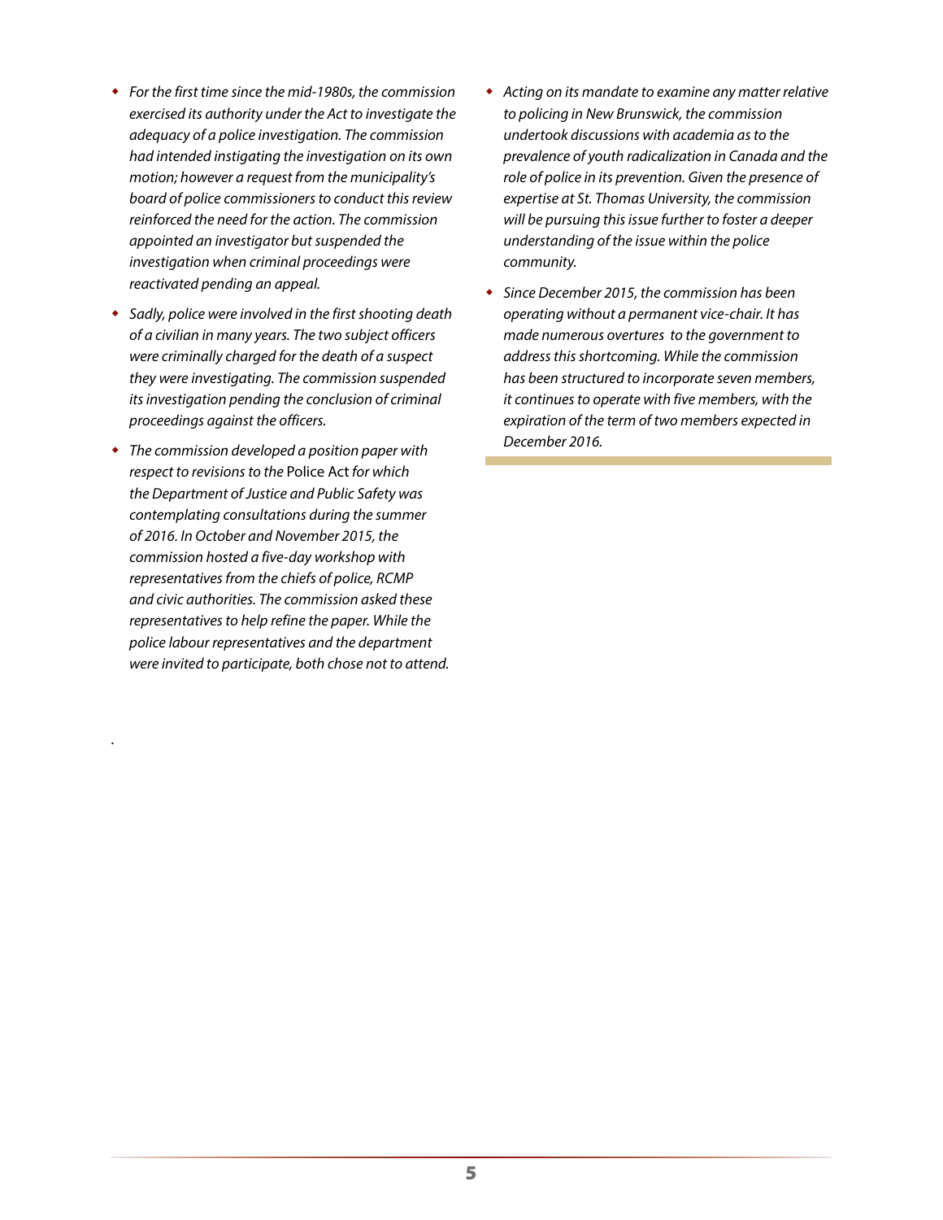- *For the first time since the mid-1980s, the commission exercised its authority under the Act to investigate the adequacy of a police investigation. The commission had intended instigating the investigation on its own motion; however a request from the municipality's board of police commissioners to conduct this review reinforced the need for the action. The commission appointed an investigator but suspended the investigation when criminal proceedings were reactivated pending an appeal.*
- *Sadly, police were involved in the first shooting death of a civilian in many years. The two subject officers were criminally charged for the death of a suspect they were investigating. The commission suspended its investigation pending the conclusion of criminal proceedings against the officers.*
- *The commission developed a position paper with respect to revisions to the* Police Act *for which the Department of Justice and Public Safety was contemplating consultations during the summer of 2016. In October and November 2015, the commission hosted a five-day workshop with representatives from the chiefs of police, RCMP and civic authorities. The commission asked these representatives to help refine the paper. While the police labour representatives and the department were invited to participate, both chose not to attend.*
- *Acting on its mandate to examine any matter relative to policing in New Brunswick, the commission undertook discussions with academia as to the prevalence of youth radicalization in Canada and the role of police in its prevention. Given the presence of expertise at St. Thomas University, the commission will be pursuing this issue further to foster a deeper understanding of the issue within the police community.*
- *Since December 2015, the commission has been operating without a permanent vice-chair. It has made numerous overtures to the government to address this shortcoming. While the commission has been structured to incorporate seven members, it continues to operate with five members, with the expiration of the term of two members expected in December 2016.*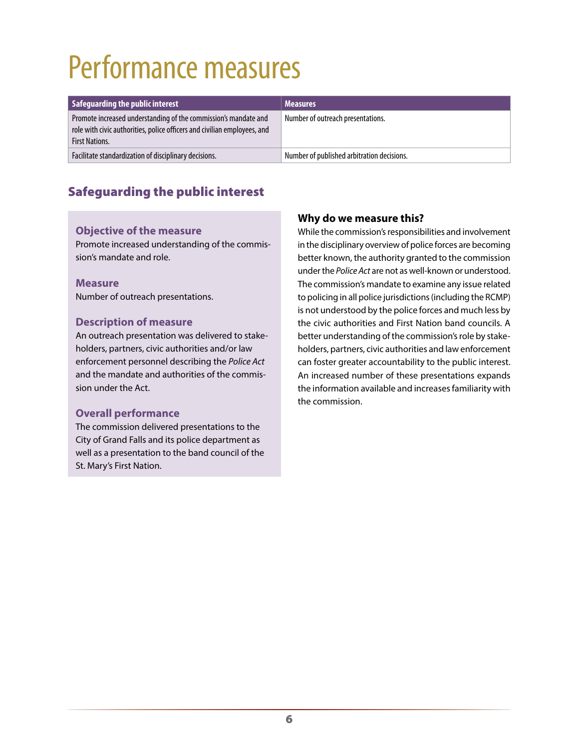# Performance measures

| Safeguarding the public interest | Measures |
|---|---|
| Promote increased understanding of the commission's mandate and role with civic authorities, police officers and civilian employees, and First Nations. | Number of outreach presentations. |
| Facilitate standardization of disciplinary decisions. | Number of published arbitration decisions. |

## Safeguarding the public interest

### Objective of the measure

Promote increased understanding of the commission's mandate and role.

### Measure

Number of outreach presentations.

### Description of measure

An outreach presentation was delivered to stakeholders, partners, civic authorities and/or law enforcement personnel describing the *Police Act* and the mandate and authorities of the commission under the Act.

### Overall performance

The commission delivered presentations to the City of Grand Falls and its police department as well as a presentation to the band council of the St. Mary's First Nation.

### Why do we measure this?

While the commission's responsibilities and involvement in the disciplinary overview of police forces are becoming better known, the authority granted to the commission under the *Police Act* are not as well-known or understood. The commission's mandate to examine any issue related to policing in all police jurisdictions (including the RCMP) is not understood by the police forces and much less by the civic authorities and First Nation band councils. A better understanding of the commission's role by stakeholders, partners, civic authorities and law enforcement can foster greater accountability to the public interest. An increased number of these presentations expands the information available and increases familiarity with the commission.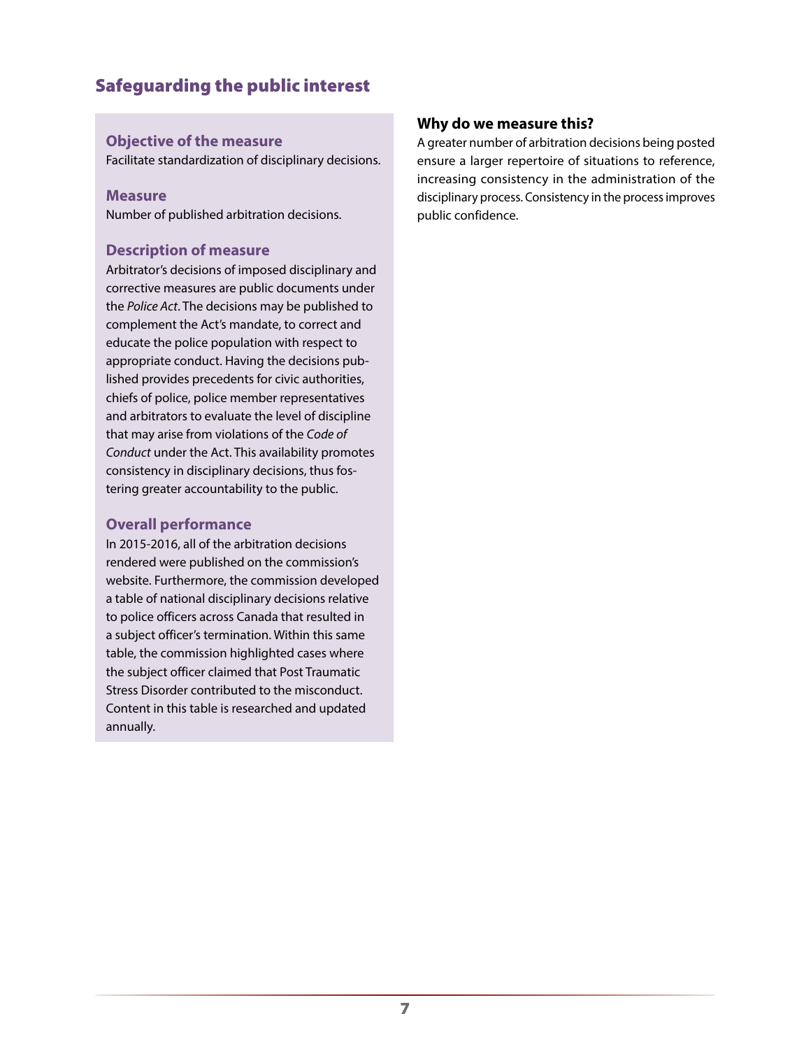## Safeguarding the public interest

### Objective of the measure

Facilitate standardization of disciplinary decisions.

### Measure

Number of published arbitration decisions.

### Description of measure

Arbitrator's decisions of imposed disciplinary and corrective measures are public documents under the *Police Act*. The decisions may be published to complement the Act's mandate, to correct and educate the police population with respect to appropriate conduct. Having the decisions published provides precedents for civic authorities, chiefs of police, police member representatives and arbitrators to evaluate the level of discipline that may arise from violations of the *Code of Conduct* under the Act. This availability promotes consistency in disciplinary decisions, thus fostering greater accountability to the public.

### Overall performance

In 2015-2016, all of the arbitration decisions rendered were published on the commission's website. Furthermore, the commission developed a table of national disciplinary decisions relative to police officers across Canada that resulted in a subject officer's termination. Within this same table, the commission highlighted cases where the subject officer claimed that Post Traumatic Stress Disorder contributed to the misconduct. Content in this table is researched and updated annually.

### Why do we measure this?

A greater number of arbitration decisions being posted ensure a larger repertoire of situations to reference, increasing consistency in the administration of the disciplinary process. Consistency in the process improves public confidence.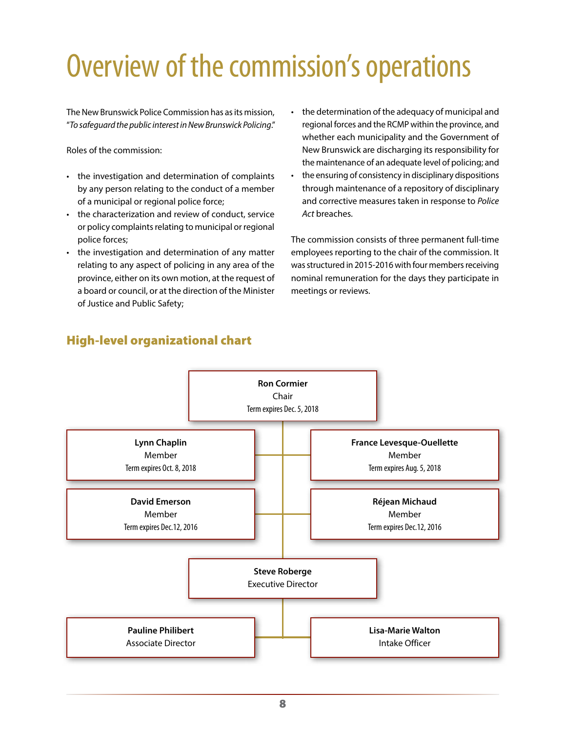# Overview of the commission's operations

The New Brunswick Police Commission has as its mission, "*To safeguard the public interest in New Brunswick Policing*."

Roles of the commission:

- the investigation and determination of complaints by any person relating to the conduct of a member of a municipal or regional police force;
- the characterization and review of conduct, service or policy complaints relating to municipal or regional police forces;
- the investigation and determination of any matter relating to any aspect of policing in any area of the province, either on its own motion, at the request of a board or council, or at the direction of the Minister of Justice and Public Safety;
- the determination of the adequacy of municipal and regional forces and the RCMP within the province, and whether each municipality and the Government of New Brunswick are discharging its responsibility for the maintenance of an adequate level of policing; and
- the ensuring of consistency in disciplinary dispositions through maintenance of a repository of disciplinary and corrective measures taken in response to *Police Act* breaches.

The commission consists of three permanent full-time employees reporting to the chair of the commission. It was structured in 2015-2016 with four members receiving nominal remuneration for the days they participate in meetings or reviews.

## High-level organizational chart

**Ron Cormier**
Chair
Term expires Dec. 5, 2018

**Lynn Chaplin**
Member
Term expires Oct. 8, 2018

**France Levesque-Ouellette**
Member
Term expires Aug. 5, 2018

**David Emerson**
Member
Term expires Dec.12, 2016

**Réjean Michaud**
Member
Term expires Dec.12, 2016

**Steve Roberge**
Executive Director

**Pauline Philibert**
Associate Director

**Lisa-Marie Walton**
Intake Officer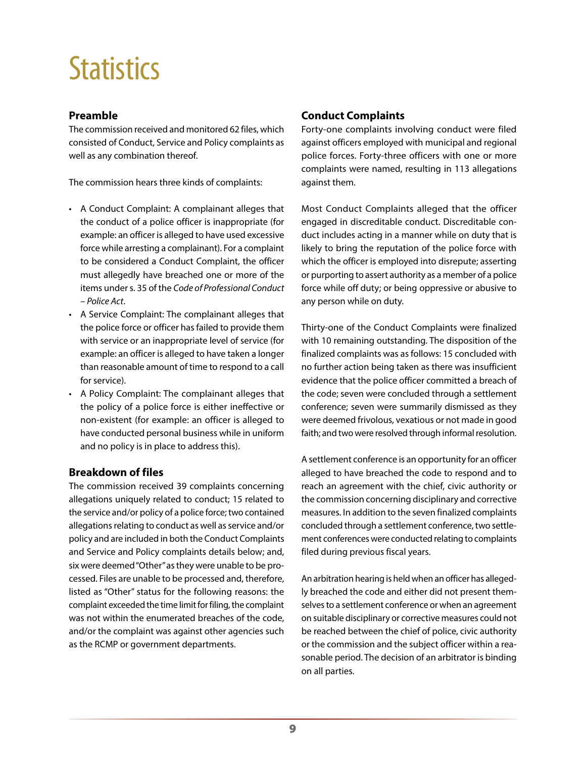# Statistics

## Preamble

The commission received and monitored 62 files, which consisted of Conduct, Service and Policy complaints as well as any combination thereof.

The commission hears three kinds of complaints:

- A Conduct Complaint: A complainant alleges that the conduct of a police officer is inappropriate (for example: an officer is alleged to have used excessive force while arresting a complainant). For a complaint to be considered a Conduct Complaint, the officer must allegedly have breached one or more of the items under s. 35 of the *Code of Professional Conduct – Police Act*.
- A Service Complaint: The complainant alleges that the police force or officer has failed to provide them with service or an inappropriate level of service (for example: an officer is alleged to have taken a longer than reasonable amount of time to respond to a call for service).
- A Policy Complaint: The complainant alleges that the policy of a police force is either ineffective or non-existent (for example: an officer is alleged to have conducted personal business while in uniform and no policy is in place to address this).

## Breakdown of files

The commission received 39 complaints concerning allegations uniquely related to conduct; 15 related to the service and/or policy of a police force; two contained allegations relating to conduct as well as service and/or policy and are included in both the Conduct Complaints and Service and Policy complaints details below; and, six were deemed "Other" as they were unable to be processed. Files are unable to be processed and, therefore, listed as "Other" status for the following reasons: the complaint exceeded the time limit for filing, the complaint was not within the enumerated breaches of the code, and/or the complaint was against other agencies such as the RCMP or government departments.

## Conduct Complaints

Forty-one complaints involving conduct were filed against officers employed with municipal and regional police forces. Forty-three officers with one or more complaints were named, resulting in 113 allegations against them.

Most Conduct Complaints alleged that the officer engaged in discreditable conduct. Discreditable conduct includes acting in a manner while on duty that is likely to bring the reputation of the police force with which the officer is employed into disrepute; asserting or purporting to assert authority as a member of a police force while off duty; or being oppressive or abusive to any person while on duty.

Thirty-one of the Conduct Complaints were finalized with 10 remaining outstanding. The disposition of the finalized complaints was as follows: 15 concluded with no further action being taken as there was insufficient evidence that the police officer committed a breach of the code; seven were concluded through a settlement conference; seven were summarily dismissed as they were deemed frivolous, vexatious or not made in good faith; and two were resolved through informal resolution.

A settlement conference is an opportunity for an officer alleged to have breached the code to respond and to reach an agreement with the chief, civic authority or the commission concerning disciplinary and corrective measures. In addition to the seven finalized complaints concluded through a settlement conference, two settlement conferences were conducted relating to complaints filed during previous fiscal years.

An arbitration hearing is held when an officer has allegedly breached the code and either did not present themselves to a settlement conference or when an agreement on suitable disciplinary or corrective measures could not be reached between the chief of police, civic authority or the commission and the subject officer within a reasonable period. The decision of an arbitrator is binding on all parties.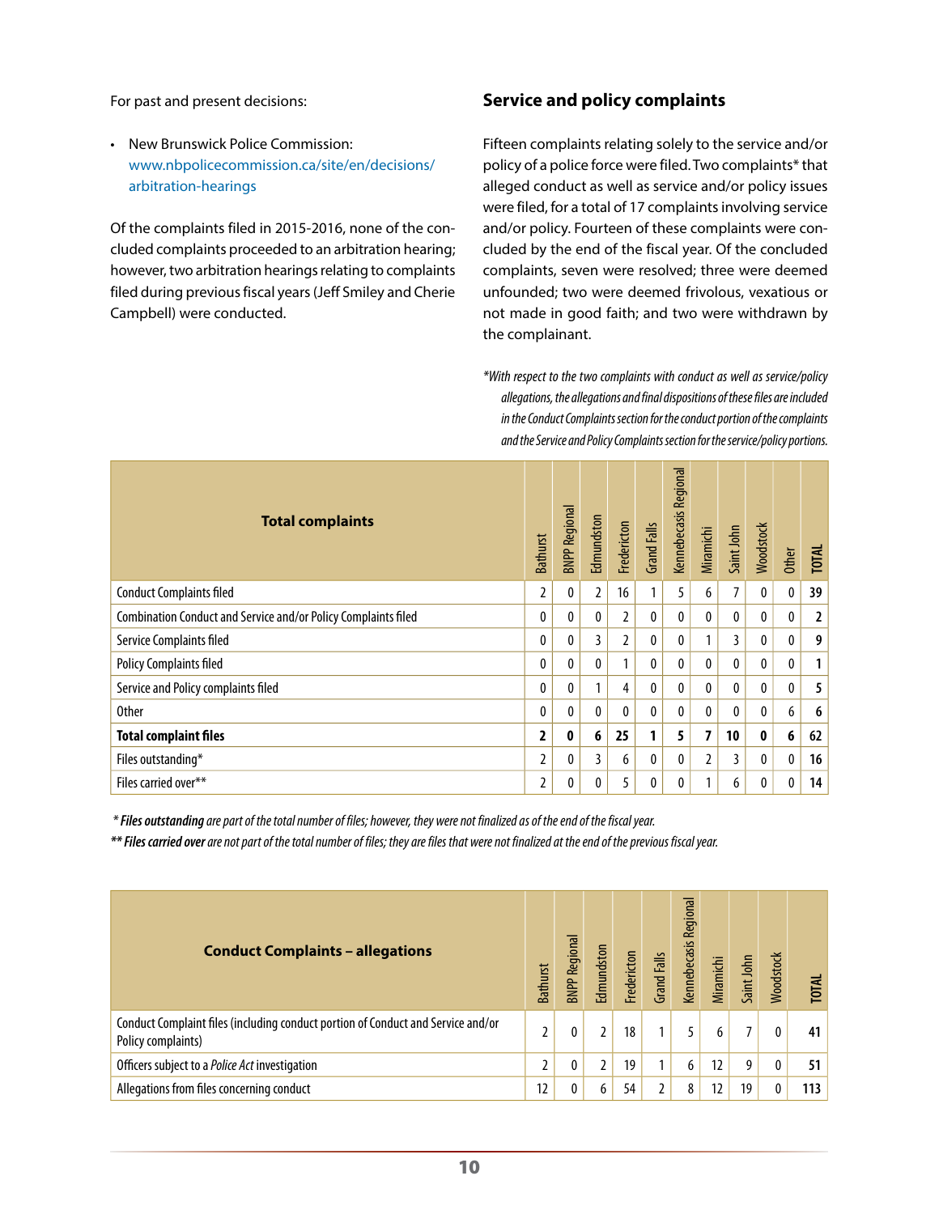For past and present decisions:

- New Brunswick Police Commission: www.nbpolicecommission.ca/site/en/decisions/arbitration-hearings

Of the complaints filed in 2015-2016, none of the concluded complaints proceeded to an arbitration hearing; however, two arbitration hearings relating to complaints filed during previous fiscal years (Jeff Smiley and Cherie Campbell) were conducted.

## Service and policy complaints

Fifteen complaints relating solely to the service and/or policy of a police force were filed. Two complaints* that alleged conduct as well as service and/or policy issues were filed, for a total of 17 complaints involving service and/or policy. Fourteen of these complaints were concluded by the end of the fiscal year. Of the concluded complaints, seven were resolved; three were deemed unfounded; two were deemed frivolous, vexatious or not made in good faith; and two were withdrawn by the complainant.

*\*With respect to the two complaints with conduct as well as service/policy allegations, the allegations and final dispositions of these files are included in the Conduct Complaints section for the conduct portion of the complaints and the Service and Policy Complaints section for the service/policy portions.*

| Total complaints | Bathurst | BNPP Regional | Edmundston | Fredericton | Grand Falls | Kennebecasis Regional | Miramichi | Saint John | Woodstock | Other | TOTAL |
|---|---|---|---|---|---|---|---|---|---|---|---|
| Conduct Complaints filed | 2 | 0 | 2 | 16 | 1 | 5 | 6 | 7 | 0 | 0 | **39** |
| Combination Conduct and Service and/or Policy Complaints filed | 0 | 0 | 0 | 2 | 0 | 0 | 0 | 0 | 0 | 0 | **2** |
| Service Complaints filed | 0 | 0 | 3 | 2 | 0 | 0 | 1 | 3 | 0 | 0 | **9** |
| Policy Complaints filed | 0 | 0 | 0 | 1 | 0 | 0 | 0 | 0 | 0 | 0 | **1** |
| Service and Policy complaints filed | 0 | 0 | 1 | 4 | 0 | 0 | 0 | 0 | 0 | 0 | **5** |
| Other | 0 | 0 | 0 | 0 | 0 | 0 | 0 | 0 | 0 | 6 | **6** |
| **Total complaint files** | **2** | **0** | **6** | **25** | **1** | **5** | **7** | **10** | **0** | **6** | 62 |
| Files outstanding* | 2 | 0 | 3 | 6 | 0 | 0 | 2 | 3 | 0 | 0 | **16** |
| Files carried over** | 2 | 0 | 0 | 5 | 0 | 0 | 1 | 6 | 0 | 0 | **14** |

*\* **Files outstanding** are part of the total number of files; however, they were not finalized as of the end of the fiscal year.*

*\*\* **Files carried over** are not part of the total number of files; they are files that were not finalized at the end of the previous fiscal year.*

| Conduct Complaints – allegations | Bathurst | BNPP Regional | Edmundston | Fredericton | Grand Falls | Kennebecasis Regional | Miramichi | Saint John | Woodstock | TOTAL |
|---|---|---|---|---|---|---|---|---|---|---|
| Conduct Complaint files (including conduct portion of Conduct and Service and/or Policy complaints) | 2 | 0 | 2 | 18 | 1 | 5 | 6 | 7 | 0 | **41** |
| Officers subject to a *Police Act* investigation | 2 | 0 | 2 | 19 | 1 | 6 | 12 | 9 | 0 | **51** |
| Allegations from files concerning conduct | 12 | 0 | 6 | 54 | 2 | 8 | 12 | 19 | 0 | **113** |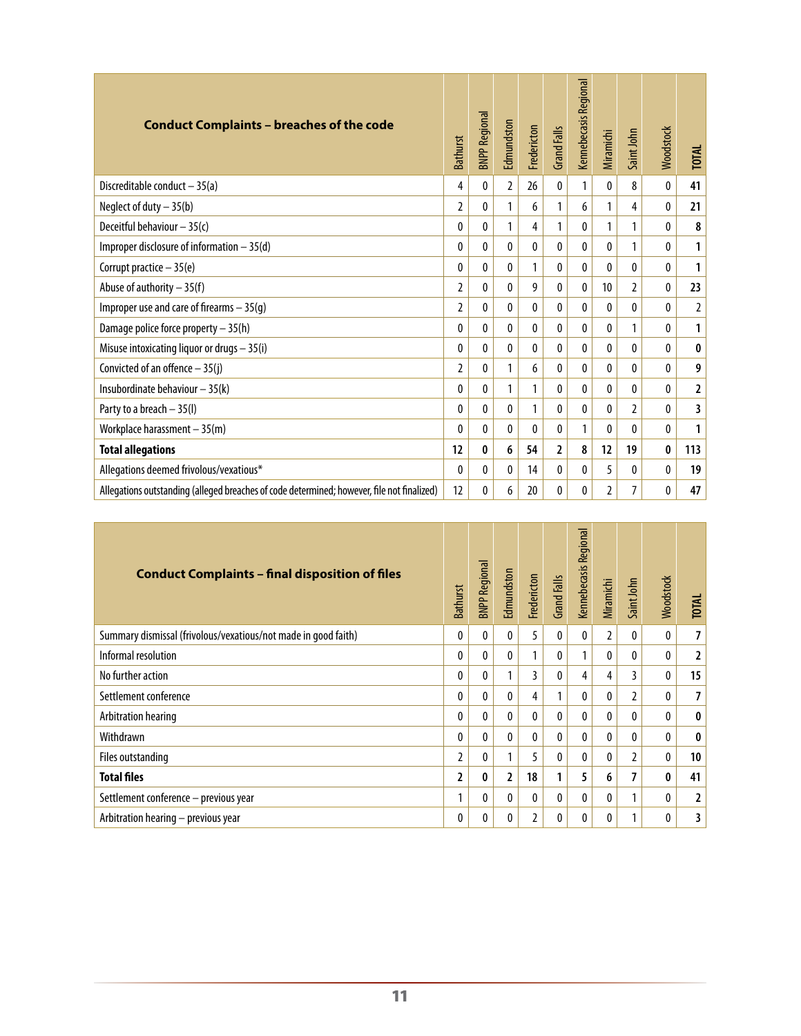| Conduct Complaints – breaches of the code | Bathurst | BNPP Regional | Edmundston | Fredericton | Grand Falls | Kennebecasis Regional | Miramichi | Saint John | Woodstock | TOTAL |
|---|---|---|---|---|---|---|---|---|---|---|
| Discreditable conduct – 35(a) | 4 | 0 | 2 | 26 | 0 | 1 | 0 | 8 | 0 | **41** |
| Neglect of duty – 35(b) | 2 | 0 | 1 | 6 | 1 | 6 | 1 | 4 | 0 | **21** |
| Deceitful behaviour – 35(c) | 0 | 0 | 1 | 4 | 1 | 0 | 1 | 1 | 0 | **8** |
| Improper disclosure of information – 35(d) | 0 | 0 | 0 | 0 | 0 | 0 | 0 | 1 | 0 | **1** |
| Corrupt practice – 35(e) | 0 | 0 | 0 | 1 | 0 | 0 | 0 | 0 | 0 | **1** |
| Abuse of authority – 35(f) | 2 | 0 | 0 | 9 | 0 | 0 | 10 | 2 | 0 | **23** |
| Improper use and care of firearms – 35(g) | 2 | 0 | 0 | 0 | 0 | 0 | 0 | 0 | 0 | 2 |
| Damage police force property – 35(h) | 0 | 0 | 0 | 0 | 0 | 0 | 0 | 1 | 0 | **1** |
| Misuse intoxicating liquor or drugs – 35(i) | 0 | 0 | 0 | 0 | 0 | 0 | 0 | 0 | 0 | **0** |
| Convicted of an offence – 35(j) | 2 | 0 | 1 | 6 | 0 | 0 | 0 | 0 | 0 | **9** |
| Insubordinate behaviour – 35(k) | 0 | 0 | 1 | 1 | 0 | 0 | 0 | 0 | 0 | **2** |
| Party to a breach – 35(l) | 0 | 0 | 0 | 1 | 0 | 0 | 0 | 2 | 0 | **3** |
| Workplace harassment – 35(m) | 0 | 0 | 0 | 0 | 0 | 1 | 0 | 0 | 0 | **1** |
| **Total allegations** | **12** | **0** | **6** | **54** | **2** | **8** | **12** | **19** | **0** | 113 |
| Allegations deemed frivolous/vexatious* | 0 | 0 | 0 | 14 | 0 | 0 | 5 | 0 | 0 | **19** |
| Allegations outstanding (alleged breaches of code determined; however, file not finalized) | 12 | 0 | 6 | 20 | 0 | 0 | 2 | 7 | 0 | **47** |

| Conduct Complaints – final disposition of files | Bathurst | BNPP Regional | Edmundston | Fredericton | Grand Falls | Kennebecasis Regional | Miramichi | Saint John | Woodstock | TOTAL |
|---|---|---|---|---|---|---|---|---|---|---|
| Summary dismissal (frivolous/vexatious/not made in good faith) | 0 | 0 | 0 | 5 | 0 | 0 | 2 | 0 | 0 | **7** |
| Informal resolution | 0 | 0 | 0 | 1 | 0 | 1 | 0 | 0 | 0 | **2** |
| No further action | 0 | 0 | 1 | 3 | 0 | 4 | 4 | 3 | 0 | **15** |
| Settlement conference | 0 | 0 | 0 | 4 | 1 | 0 | 0 | 2 | 0 | **7** |
| Arbitration hearing | 0 | 0 | 0 | 0 | 0 | 0 | 0 | 0 | 0 | **0** |
| Withdrawn | 0 | 0 | 0 | 0 | 0 | 0 | 0 | 0 | 0 | **0** |
| Files outstanding | 2 | 0 | 1 | 5 | 0 | 0 | 0 | 2 | 0 | **10** |
| **Total files** | **2** | **0** | **2** | **18** | **1** | **5** | **6** | **7** | **0** | 41 |
| Settlement conference – previous year | 1 | 0 | 0 | 0 | 0 | 0 | 0 | 1 | 0 | **2** |
| Arbitration hearing – previous year | 0 | 0 | 0 | 2 | 0 | 0 | 0 | 1 | 0 | **3** |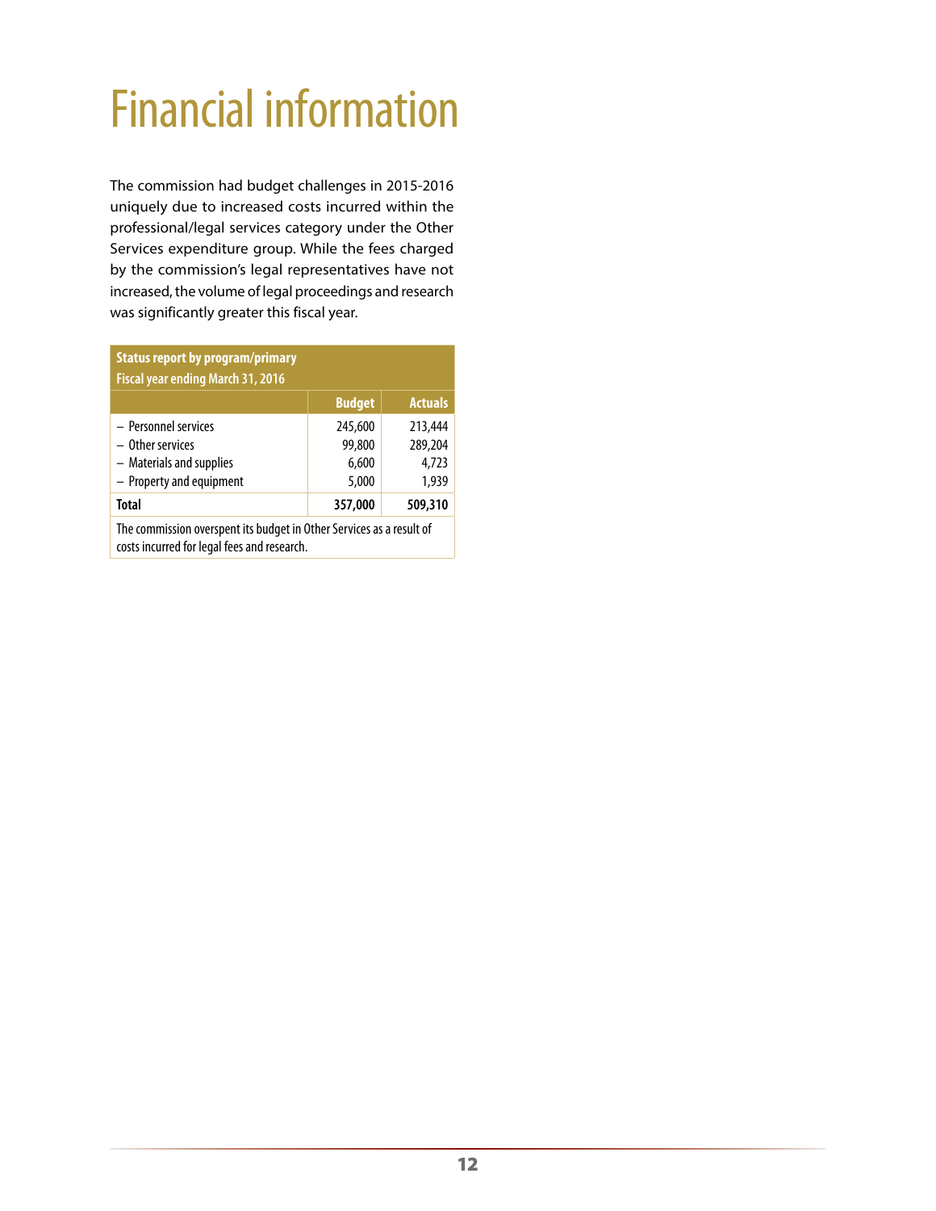# Financial information

The commission had budget challenges in 2015-2016 uniquely due to increased costs incurred within the professional/legal services category under the Other Services expenditure group. While the fees charged by the commission's legal representatives have not increased, the volume of legal proceedings and research was significantly greater this fiscal year.

**Status report by program/primary**
**Fiscal year ending March 31, 2016**

| | Budget | Actuals |
|---|---|---|
| – Personnel services | 245,600 | 213,444 |
| – Other services | 99,800 | 289,204 |
| – Materials and supplies | 6,600 | 4,723 |
| – Property and equipment | 5,000 | 1,939 |
| **Total** | **357,000** | **509,310** |

The commission overspent its budget in Other Services as a result of costs incurred for legal fees and research.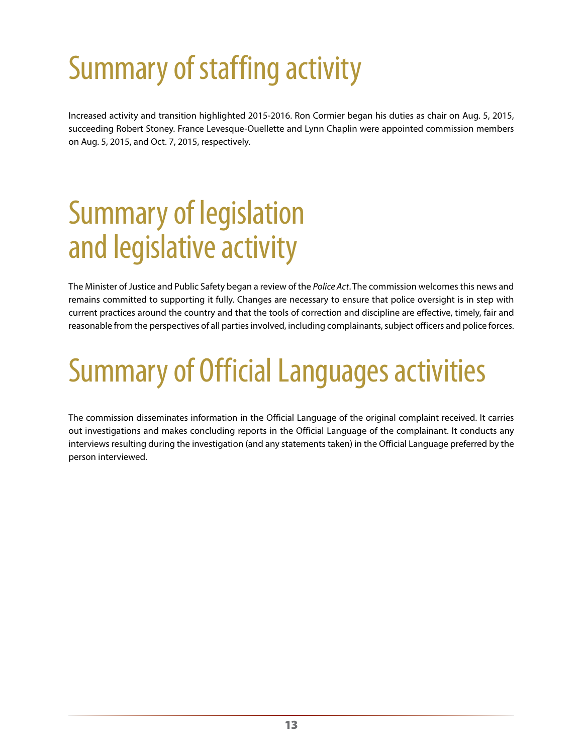# Summary of staffing activity

Increased activity and transition highlighted 2015-2016. Ron Cormier began his duties as chair on Aug. 5, 2015, succeeding Robert Stoney. France Levesque-Ouellette and Lynn Chaplin were appointed commission members on Aug. 5, 2015, and Oct. 7, 2015, respectively.

# Summary of legislation and legislative activity

The Minister of Justice and Public Safety began a review of the *Police Act*. The commission welcomes this news and remains committed to supporting it fully. Changes are necessary to ensure that police oversight is in step with current practices around the country and that the tools of correction and discipline are effective, timely, fair and reasonable from the perspectives of all parties involved, including complainants, subject officers and police forces.

# Summary of Official Languages activities

The commission disseminates information in the Official Language of the original complaint received. It carries out investigations and makes concluding reports in the Official Language of the complainant. It conducts any interviews resulting during the investigation (and any statements taken) in the Official Language preferred by the person interviewed.